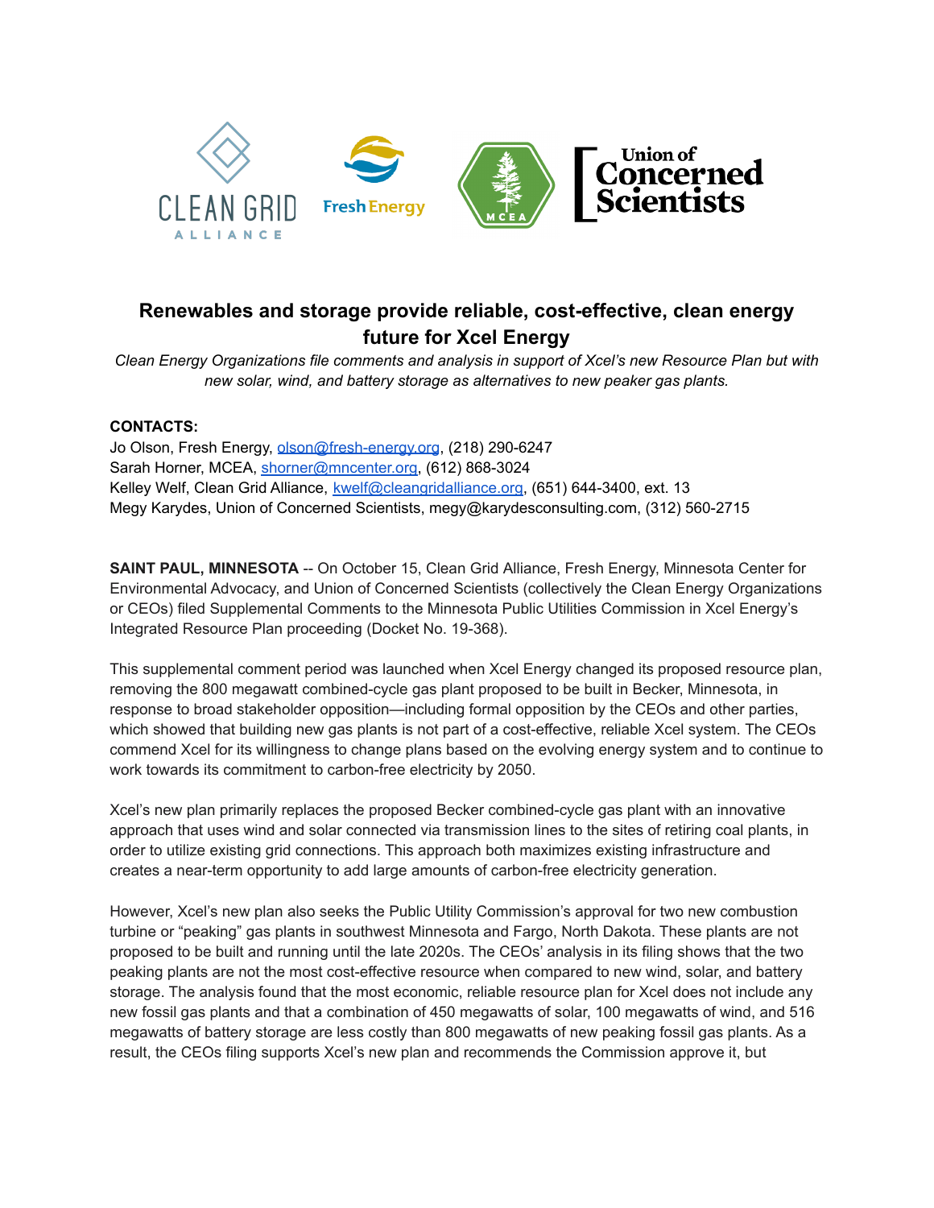# Renewables and storage provide reliable, cost-effective, clean energy future for Xcel Energy

*Clean Energy Organizations file comments and analysis in support of Xcel's new Resource Plan but with new solar, wind, and battery storage as alternatives to new peaker gas plants.*

**CONTACTS:**
Jo Olson, Fresh Energy, olson@fresh-energy.org, (218) 290-6247
Sarah Horner, MCEA, shorner@mncenter.org, (612) 868-3024
Kelley Welf, Clean Grid Alliance, kwelf@cleangridalliance.org, (651) 644-3400, ext. 13
Megy Karydes, Union of Concerned Scientists, megy@karydesconsulting.com, (312) 560-2715

**SAINT PAUL, MINNESOTA** -- On October 15, Clean Grid Alliance, Fresh Energy, Minnesota Center for Environmental Advocacy, and Union of Concerned Scientists (collectively the Clean Energy Organizations or CEOs) filed Supplemental Comments to the Minnesota Public Utilities Commission in Xcel Energy's Integrated Resource Plan proceeding (Docket No. 19-368).

This supplemental comment period was launched when Xcel Energy changed its proposed resource plan, removing the 800 megawatt combined-cycle gas plant proposed to be built in Becker, Minnesota, in response to broad stakeholder opposition—including formal opposition by the CEOs and other parties, which showed that building new gas plants is not part of a cost-effective, reliable Xcel system. The CEOs commend Xcel for its willingness to change plans based on the evolving energy system and to continue to work towards its commitment to carbon-free electricity by 2050.

Xcel's new plan primarily replaces the proposed Becker combined-cycle gas plant with an innovative approach that uses wind and solar connected via transmission lines to the sites of retiring coal plants, in order to utilize existing grid connections. This approach both maximizes existing infrastructure and creates a near-term opportunity to add large amounts of carbon-free electricity generation.

However, Xcel's new plan also seeks the Public Utility Commission's approval for two new combustion turbine or "peaking" gas plants in southwest Minnesota and Fargo, North Dakota. These plants are not proposed to be built and running until the late 2020s. The CEOs' analysis in its filing shows that the two peaking plants are not the most cost-effective resource when compared to new wind, solar, and battery storage. The analysis found that the most economic, reliable resource plan for Xcel does not include any new fossil gas plants and that a combination of 450 megawatts of solar, 100 megawatts of wind, and 516 megawatts of battery storage are less costly than 800 megawatts of new peaking fossil gas plants. As a result, the CEOs filing supports Xcel's new plan and recommends the Commission approve it, but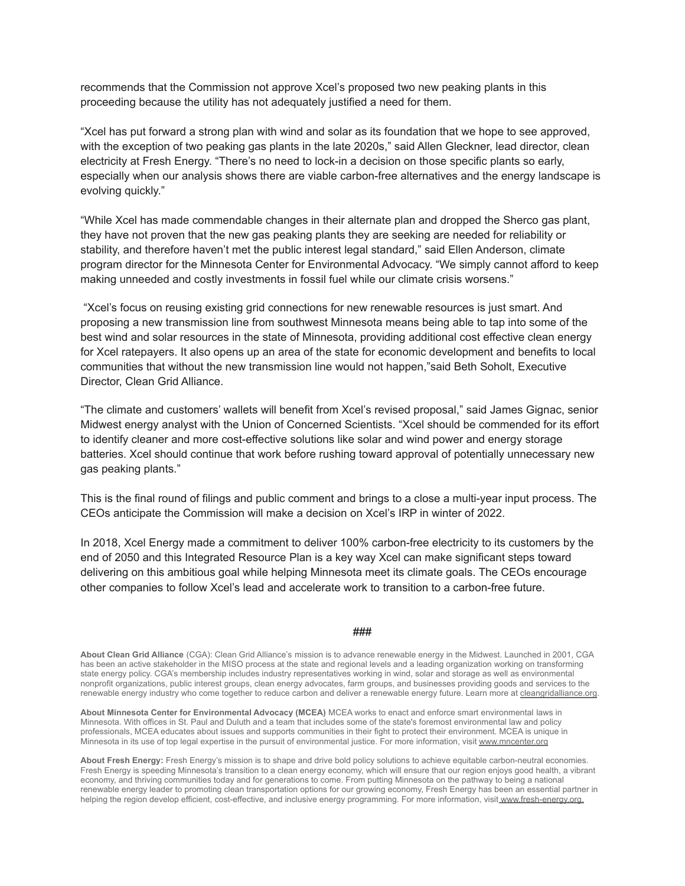recommends that the Commission not approve Xcel's proposed two new peaking plants in this proceeding because the utility has not adequately justified a need for them.

"Xcel has put forward a strong plan with wind and solar as its foundation that we hope to see approved, with the exception of two peaking gas plants in the late 2020s," said Allen Gleckner, lead director, clean electricity at Fresh Energy. "There's no need to lock-in a decision on those specific plants so early, especially when our analysis shows there are viable carbon-free alternatives and the energy landscape is evolving quickly."

"While Xcel has made commendable changes in their alternate plan and dropped the Sherco gas plant, they have not proven that the new gas peaking plants they are seeking are needed for reliability or stability, and therefore haven't met the public interest legal standard," said Ellen Anderson, climate program director for the Minnesota Center for Environmental Advocacy. "We simply cannot afford to keep making unneeded and costly investments in fossil fuel while our climate crisis worsens."

"Xcel's focus on reusing existing grid connections for new renewable resources is just smart. And proposing a new transmission line from southwest Minnesota means being able to tap into some of the best wind and solar resources in the state of Minnesota, providing additional cost effective clean energy for Xcel ratepayers. It also opens up an area of the state for economic development and benefits to local communities that without the new transmission line would not happen,"said Beth Soholt, Executive Director, Clean Grid Alliance.

"The climate and customers' wallets will benefit from Xcel's revised proposal," said James Gignac, senior Midwest energy analyst with the Union of Concerned Scientists. "Xcel should be commended for its effort to identify cleaner and more cost-effective solutions like solar and wind power and energy storage batteries. Xcel should continue that work before rushing toward approval of potentially unnecessary new gas peaking plants."

This is the final round of filings and public comment and brings to a close a multi-year input process. The CEOs anticipate the Commission will make a decision on Xcel's IRP in winter of 2022.

In 2018, Xcel Energy made a commitment to deliver 100% carbon-free electricity to its customers by the end of 2050 and this Integrated Resource Plan is a key way Xcel can make significant steps toward delivering on this ambitious goal while helping Minnesota meet its climate goals. The CEOs encourage other companies to follow Xcel's lead and accelerate work to transition to a carbon-free future.

###

**About Clean Grid Alliance** (CGA): Clean Grid Alliance's mission is to advance renewable energy in the Midwest. Launched in 2001, CGA has been an active stakeholder in the MISO process at the state and regional levels and a leading organization working on transforming state energy policy. CGA's membership includes industry representatives working in wind, solar and storage as well as environmental nonprofit organizations, public interest groups, clean energy advocates, farm groups, and businesses providing goods and services to the renewable energy industry who come together to reduce carbon and deliver a renewable energy future. Learn more at cleangridalliance.org.

**About Minnesota Center for Environmental Advocacy (MCEA)** MCEA works to enact and enforce smart environmental laws in Minnesota. With offices in St. Paul and Duluth and a team that includes some of the state's foremost environmental law and policy professionals, MCEA educates about issues and supports communities in their fight to protect their environment. MCEA is unique in Minnesota in its use of top legal expertise in the pursuit of environmental justice. For more information, visit www.mncenter.org

**About Fresh Energy:** Fresh Energy's mission is to shape and drive bold policy solutions to achieve equitable carbon-neutral economies. Fresh Energy is speeding Minnesota's transition to a clean energy economy, which will ensure that our region enjoys good health, a vibrant economy, and thriving communities today and for generations to come. From putting Minnesota on the pathway to being a national renewable energy leader to promoting clean transportation options for our growing economy, Fresh Energy has been an essential partner in helping the region develop efficient, cost-effective, and inclusive energy programming. For more information, visit www.fresh-energy.org.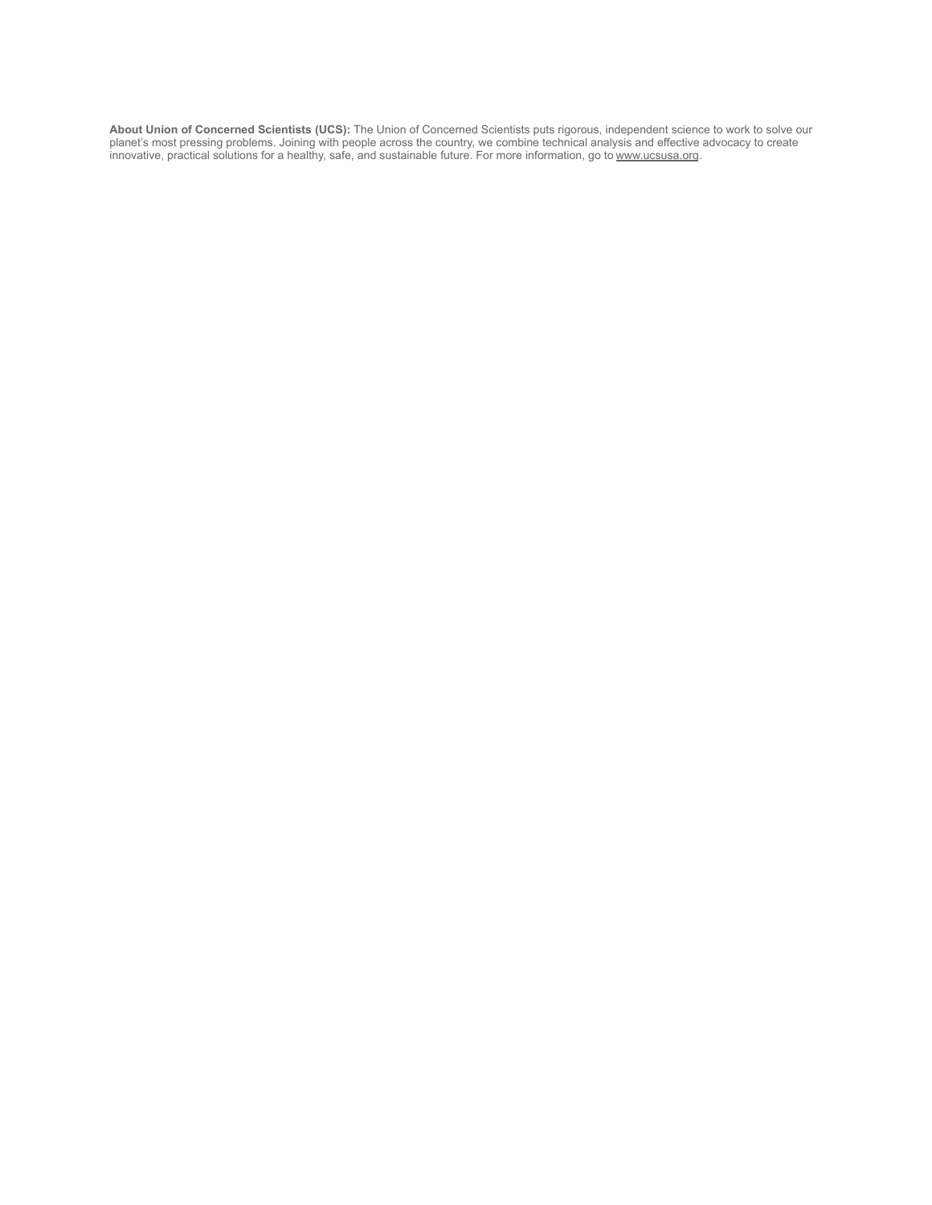**About Union of Concerned Scientists (UCS):** The Union of Concerned Scientists puts rigorous, independent science to work to solve our planet's most pressing problems. Joining with people across the country, we combine technical analysis and effective advocacy to create innovative, practical solutions for a healthy, safe, and sustainable future. For more information, go to www.ucsusa.org.